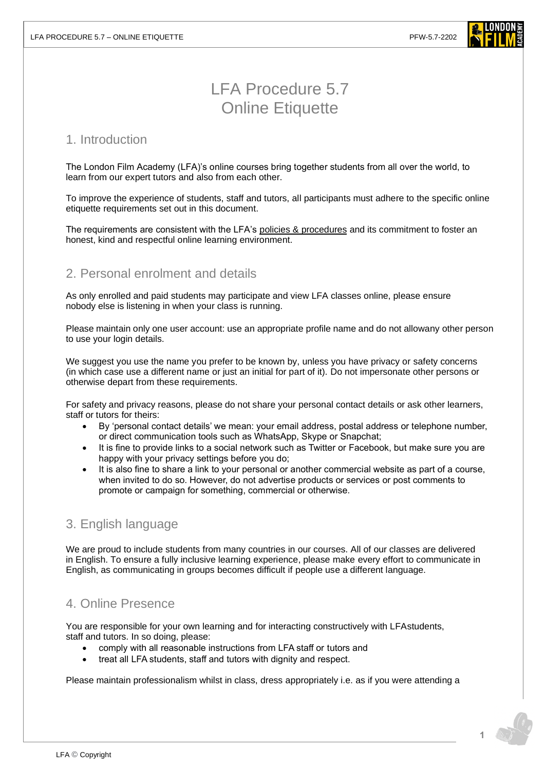# LFA Procedure 5.7
# Online Etiquette

## 1. Introduction

The London Film Academy (LFA)'s online courses bring together students from all over the world, to learn from our expert tutors and also from each other.

To improve the experience of students, staff and tutors, all participants must adhere to the specific online etiquette requirements set out in this document.

The requirements are consistent with the LFA's policies & procedures and its commitment to foster an honest, kind and respectful online learning environment.

## 2. Personal enrolment and details

As only enrolled and paid students may participate and view LFA classes online, please ensure nobody else is listening in when your class is running.

Please maintain only one user account: use an appropriate profile name and do not allowany other person to use your login details.

We suggest you use the name you prefer to be known by, unless you have privacy or safety concerns (in which case use a different name or just an initial for part of it). Do not impersonate other persons or otherwise depart from these requirements.

For safety and privacy reasons, please do not share your personal contact details or ask other learners, staff or tutors for theirs:

- By 'personal contact details' we mean: your email address, postal address or telephone number, or direct communication tools such as WhatsApp, Skype or Snapchat;
- It is fine to provide links to a social network such as Twitter or Facebook, but make sure you are happy with your privacy settings before you do;
- It is also fine to share a link to your personal or another commercial website as part of a course, when invited to do so. However, do not advertise products or services or post comments to promote or campaign for something, commercial or otherwise.

## 3. English language

We are proud to include students from many countries in our courses. All of our classes are delivered in English. To ensure a fully inclusive learning experience, please make every effort to communicate in English, as communicating in groups becomes difficult if people use a different language.

## 4. Online Presence

You are responsible for your own learning and for interacting constructively with LFAstudents, staff and tutors. In so doing, please:

- comply with all reasonable instructions from LFA staff or tutors and
- treat all LFA students, staff and tutors with dignity and respect.

Please maintain professionalism whilst in class, dress appropriately i.e. as if you were attending a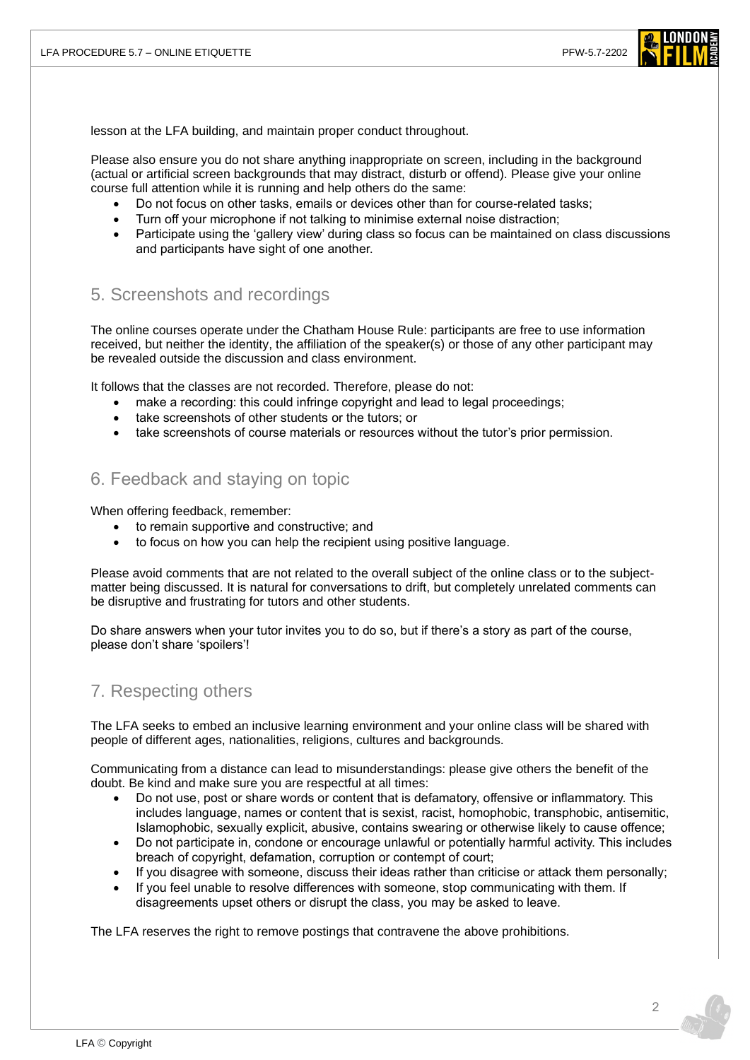lesson at the LFA building, and maintain proper conduct throughout.

Please also ensure you do not share anything inappropriate on screen, including in the background (actual or artificial screen backgrounds that may distract, disturb or offend). Please give your online course full attention while it is running and help others do the same:

- Do not focus on other tasks, emails or devices other than for course-related tasks;
- Turn off your microphone if not talking to minimise external noise distraction;
- Participate using the 'gallery view' during class so focus can be maintained on class discussions and participants have sight of one another.

## 5. Screenshots and recordings

The online courses operate under the Chatham House Rule: participants are free to use information received, but neither the identity, the affiliation of the speaker(s) or those of any other participant may be revealed outside the discussion and class environment.

It follows that the classes are not recorded. Therefore, please do not:

- make a recording: this could infringe copyright and lead to legal proceedings;
- take screenshots of other students or the tutors; or
- take screenshots of course materials or resources without the tutor's prior permission.

## 6. Feedback and staying on topic

When offering feedback, remember:

- to remain supportive and constructive; and
- to focus on how you can help the recipient using positive language.

Please avoid comments that are not related to the overall subject of the online class or to the subject-matter being discussed. It is natural for conversations to drift, but completely unrelated comments can be disruptive and frustrating for tutors and other students.

Do share answers when your tutor invites you to do so, but if there's a story as part of the course, please don't share 'spoilers'!

## 7. Respecting others

The LFA seeks to embed an inclusive learning environment and your online class will be shared with people of different ages, nationalities, religions, cultures and backgrounds.

Communicating from a distance can lead to misunderstandings: please give others the benefit of the doubt. Be kind and make sure you are respectful at all times:

- Do not use, post or share words or content that is defamatory, offensive or inflammatory. This includes language, names or content that is sexist, racist, homophobic, transphobic, antisemitic, Islamophobic, sexually explicit, abusive, contains swearing or otherwise likely to cause offence;
- Do not participate in, condone or encourage unlawful or potentially harmful activity. This includes breach of copyright, defamation, corruption or contempt of court;
- If you disagree with someone, discuss their ideas rather than criticise or attack them personally;
- If you feel unable to resolve differences with someone, stop communicating with them. If disagreements upset others or disrupt the class, you may be asked to leave.

The LFA reserves the right to remove postings that contravene the above prohibitions.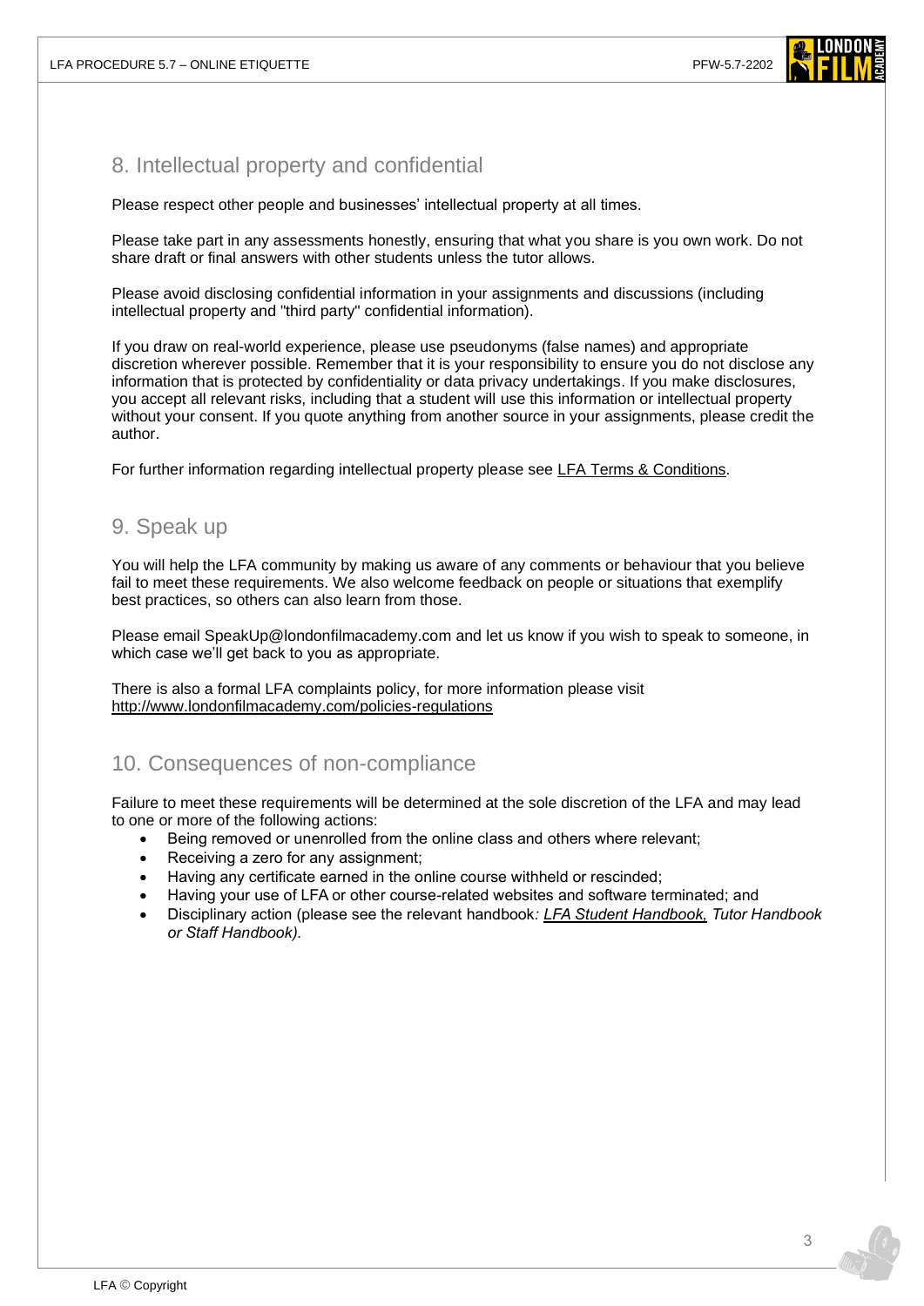## 8. Intellectual property and confidential

Please respect other people and businesses' intellectual property at all times.

Please take part in any assessments honestly, ensuring that what you share is you own work. Do not share draft or final answers with other students unless the tutor allows.

Please avoid disclosing confidential information in your assignments and discussions (including intellectual property and "third party" confidential information).

If you draw on real-world experience, please use pseudonyms (false names) and appropriate discretion wherever possible. Remember that it is your responsibility to ensure you do not disclose any information that is protected by confidentiality or data privacy undertakings. If you make disclosures, you accept all relevant risks, including that a student will use this information or intellectual property without your consent. If you quote anything from another source in your assignments, please credit the author.

For further information regarding intellectual property please see LFA Terms & Conditions.

## 9. Speak up

You will help the LFA community by making us aware of any comments or behaviour that you believe fail to meet these requirements. We also welcome feedback on people or situations that exemplify best practices, so others can also learn from those.

Please email SpeakUp@londonfilmacademy.com and let us know if you wish to speak to someone, in which case we'll get back to you as appropriate.

There is also a formal LFA complaints policy, for more information please visit http://www.londonfilmacademy.com/policies-regulations

## 10. Consequences of non-compliance

Failure to meet these requirements will be determined at the sole discretion of the LFA and may lead to one or more of the following actions:

- Being removed or unenrolled from the online class and others where relevant;
- Receiving a zero for any assignment;
- Having any certificate earned in the online course withheld or rescinded;
- Having your use of LFA or other course-related websites and software terminated; and
- Disciplinary action (please see the relevant handbook*: LFA Student Handbook, Tutor Handbook or Staff Handbook).*